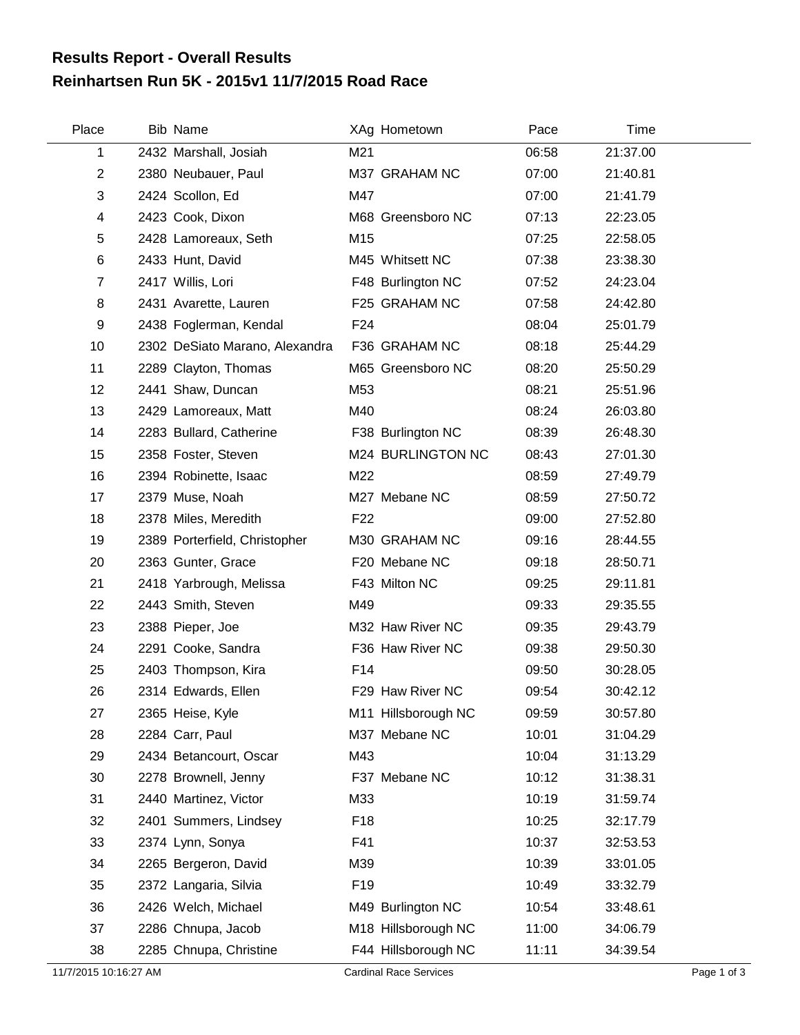# Results Report - Overall Results
## Reinhartsen Run 5K - 2015v1 11/7/2015 Road Race

| Place | Bib | Name | XAg | Hometown | Pace | Time |
|---|---|---|---|---|---|---|
| 1 | 2432 | Marshall, Josiah | M21 | | 06:58 | 21:37.00 |
| 2 | 2380 | Neubauer, Paul | M37 | GRAHAM NC | 07:00 | 21:40.81 |
| 3 | 2424 | Scollon, Ed | M47 | | 07:00 | 21:41.79 |
| 4 | 2423 | Cook, Dixon | M68 | Greensboro NC | 07:13 | 22:23.05 |
| 5 | 2428 | Lamoreaux, Seth | M15 | | 07:25 | 22:58.05 |
| 6 | 2433 | Hunt, David | M45 | Whitsett NC | 07:38 | 23:38.30 |
| 7 | 2417 | Willis, Lori | F48 | Burlington NC | 07:52 | 24:23.04 |
| 8 | 2431 | Avarette, Lauren | F25 | GRAHAM NC | 07:58 | 24:42.80 |
| 9 | 2438 | Foglerman, Kendal | F24 | | 08:04 | 25:01.79 |
| 10 | 2302 | DeSiato Marano, Alexandra | F36 | GRAHAM NC | 08:18 | 25:44.29 |
| 11 | 2289 | Clayton, Thomas | M65 | Greensboro NC | 08:20 | 25:50.29 |
| 12 | 2441 | Shaw, Duncan | M53 | | 08:21 | 25:51.96 |
| 13 | 2429 | Lamoreaux, Matt | M40 | | 08:24 | 26:03.80 |
| 14 | 2283 | Bullard, Catherine | F38 | Burlington NC | 08:39 | 26:48.30 |
| 15 | 2358 | Foster, Steven | M24 | BURLINGTON NC | 08:43 | 27:01.30 |
| 16 | 2394 | Robinette, Isaac | M22 | | 08:59 | 27:49.79 |
| 17 | 2379 | Muse, Noah | M27 | Mebane NC | 08:59 | 27:50.72 |
| 18 | 2378 | Miles, Meredith | F22 | | 09:00 | 27:52.80 |
| 19 | 2389 | Porterfield, Christopher | M30 | GRAHAM NC | 09:16 | 28:44.55 |
| 20 | 2363 | Gunter, Grace | F20 | Mebane NC | 09:18 | 28:50.71 |
| 21 | 2418 | Yarbrough, Melissa | F43 | Milton NC | 09:25 | 29:11.81 |
| 22 | 2443 | Smith, Steven | M49 | | 09:33 | 29:35.55 |
| 23 | 2388 | Pieper, Joe | M32 | Haw River NC | 09:35 | 29:43.79 |
| 24 | 2291 | Cooke, Sandra | F36 | Haw River NC | 09:38 | 29:50.30 |
| 25 | 2403 | Thompson, Kira | F14 | | 09:50 | 30:28.05 |
| 26 | 2314 | Edwards, Ellen | F29 | Haw River NC | 09:54 | 30:42.12 |
| 27 | 2365 | Heise, Kyle | M11 | Hillsborough NC | 09:59 | 30:57.80 |
| 28 | 2284 | Carr, Paul | M37 | Mebane NC | 10:01 | 31:04.29 |
| 29 | 2434 | Betancourt, Oscar | M43 | | 10:04 | 31:13.29 |
| 30 | 2278 | Brownell, Jenny | F37 | Mebane NC | 10:12 | 31:38.31 |
| 31 | 2440 | Martinez, Victor | M33 | | 10:19 | 31:59.74 |
| 32 | 2401 | Summers, Lindsey | F18 | | 10:25 | 32:17.79 |
| 33 | 2374 | Lynn, Sonya | F41 | | 10:37 | 32:53.53 |
| 34 | 2265 | Bergeron, David | M39 | | 10:39 | 33:01.05 |
| 35 | 2372 | Langaria, Silvia | F19 | | 10:49 | 33:32.79 |
| 36 | 2426 | Welch, Michael | M49 | Burlington NC | 10:54 | 33:48.61 |
| 37 | 2286 | Chnupa, Jacob | M18 | Hillsborough NC | 11:00 | 34:06.79 |
| 38 | 2285 | Chnupa, Christine | F44 | Hillsborough NC | 11:11 | 34:39.54 |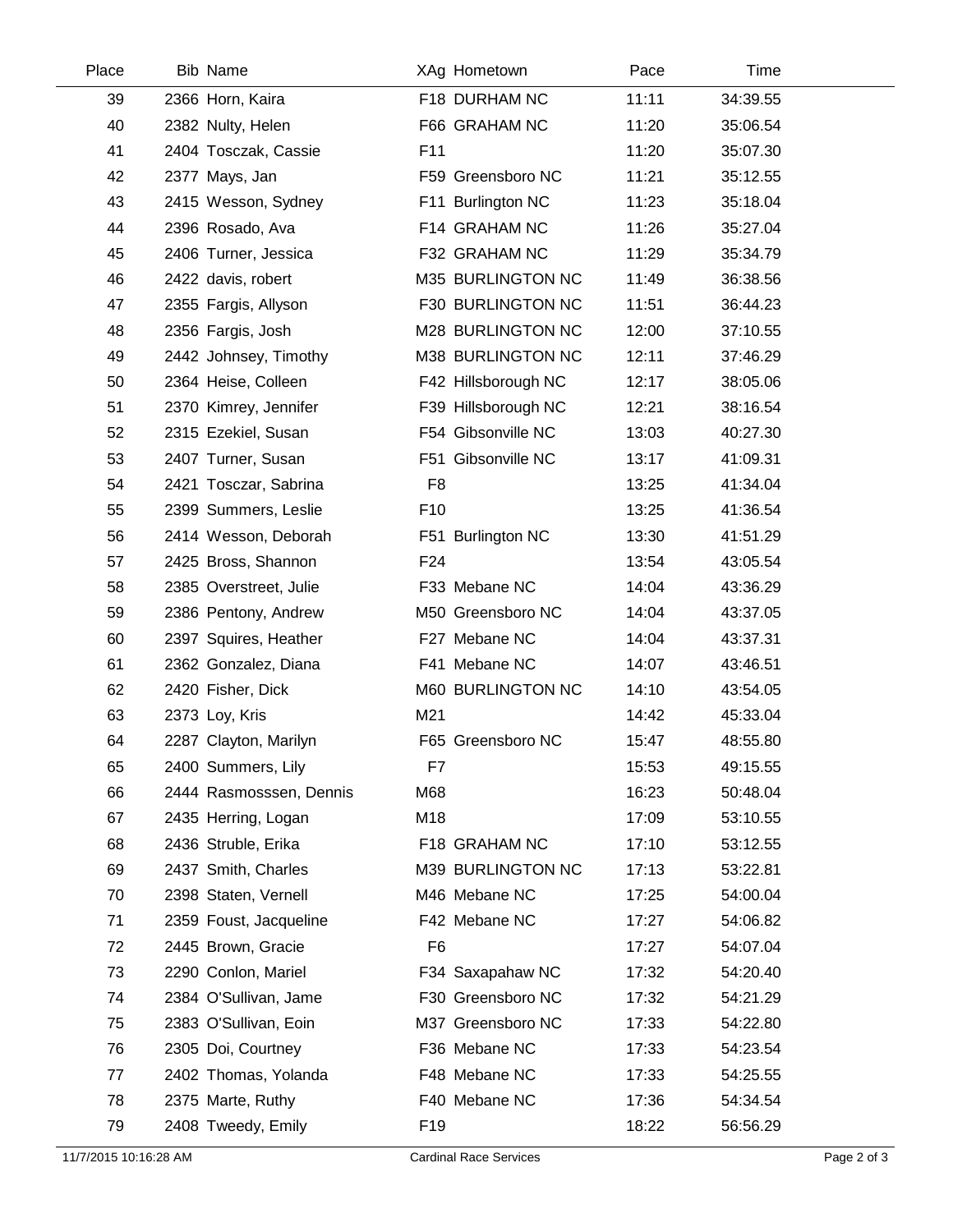| Place | Bib | Name | XAg | Hometown | Pace | Time |
|---|---|---|---|---|---|---|
| 39 | 2366 | Horn, Kaira | F18 | DURHAM NC | 11:11 | 34:39.55 |
| 40 | 2382 | Nulty, Helen | F66 | GRAHAM NC | 11:20 | 35:06.54 |
| 41 | 2404 | Tosczak, Cassie | F11 | | 11:20 | 35:07.30 |
| 42 | 2377 | Mays, Jan | F59 | Greensboro NC | 11:21 | 35:12.55 |
| 43 | 2415 | Wesson, Sydney | F11 | Burlington NC | 11:23 | 35:18.04 |
| 44 | 2396 | Rosado, Ava | F14 | GRAHAM NC | 11:26 | 35:27.04 |
| 45 | 2406 | Turner, Jessica | F32 | GRAHAM NC | 11:29 | 35:34.79 |
| 46 | 2422 | davis, robert | M35 | BURLINGTON NC | 11:49 | 36:38.56 |
| 47 | 2355 | Fargis, Allyson | F30 | BURLINGTON NC | 11:51 | 36:44.23 |
| 48 | 2356 | Fargis, Josh | M28 | BURLINGTON NC | 12:00 | 37:10.55 |
| 49 | 2442 | Johnsey, Timothy | M38 | BURLINGTON NC | 12:11 | 37:46.29 |
| 50 | 2364 | Heise, Colleen | F42 | Hillsborough NC | 12:17 | 38:05.06 |
| 51 | 2370 | Kimrey, Jennifer | F39 | Hillsborough NC | 12:21 | 38:16.54 |
| 52 | 2315 | Ezekiel, Susan | F54 | Gibsonville NC | 13:03 | 40:27.30 |
| 53 | 2407 | Turner, Susan | F51 | Gibsonville NC | 13:17 | 41:09.31 |
| 54 | 2421 | Tosczar, Sabrina | F8 | | 13:25 | 41:34.04 |
| 55 | 2399 | Summers, Leslie | F10 | | 13:25 | 41:36.54 |
| 56 | 2414 | Wesson, Deborah | F51 | Burlington NC | 13:30 | 41:51.29 |
| 57 | 2425 | Bross, Shannon | F24 | | 13:54 | 43:05.54 |
| 58 | 2385 | Overstreet, Julie | F33 | Mebane NC | 14:04 | 43:36.29 |
| 59 | 2386 | Pentony, Andrew | M50 | Greensboro NC | 14:04 | 43:37.05 |
| 60 | 2397 | Squires, Heather | F27 | Mebane NC | 14:04 | 43:37.31 |
| 61 | 2362 | Gonzalez, Diana | F41 | Mebane NC | 14:07 | 43:46.51 |
| 62 | 2420 | Fisher, Dick | M60 | BURLINGTON NC | 14:10 | 43:54.05 |
| 63 | 2373 | Loy, Kris | M21 | | 14:42 | 45:33.04 |
| 64 | 2287 | Clayton, Marilyn | F65 | Greensboro NC | 15:47 | 48:55.80 |
| 65 | 2400 | Summers, Lily | F7 | | 15:53 | 49:15.55 |
| 66 | 2444 | Rasmosssen, Dennis | M68 | | 16:23 | 50:48.04 |
| 67 | 2435 | Herring, Logan | M18 | | 17:09 | 53:10.55 |
| 68 | 2436 | Struble, Erika | F18 | GRAHAM NC | 17:10 | 53:12.55 |
| 69 | 2437 | Smith, Charles | M39 | BURLINGTON NC | 17:13 | 53:22.81 |
| 70 | 2398 | Staten, Vernell | M46 | Mebane NC | 17:25 | 54:00.04 |
| 71 | 2359 | Foust, Jacqueline | F42 | Mebane NC | 17:27 | 54:06.82 |
| 72 | 2445 | Brown, Gracie | F6 | | 17:27 | 54:07.04 |
| 73 | 2290 | Conlon, Mariel | F34 | Saxapahaw NC | 17:32 | 54:20.40 |
| 74 | 2384 | O'Sullivan, Jame | F30 | Greensboro NC | 17:32 | 54:21.29 |
| 75 | 2383 | O'Sullivan, Eoin | M37 | Greensboro NC | 17:33 | 54:22.80 |
| 76 | 2305 | Doi, Courtney | F36 | Mebane NC | 17:33 | 54:23.54 |
| 77 | 2402 | Thomas, Yolanda | F48 | Mebane NC | 17:33 | 54:25.55 |
| 78 | 2375 | Marte, Ruthy | F40 | Mebane NC | 17:36 | 54:34.54 |
| 79 | 2408 | Tweedy, Emily | F19 | | 18:22 | 56:56.29 |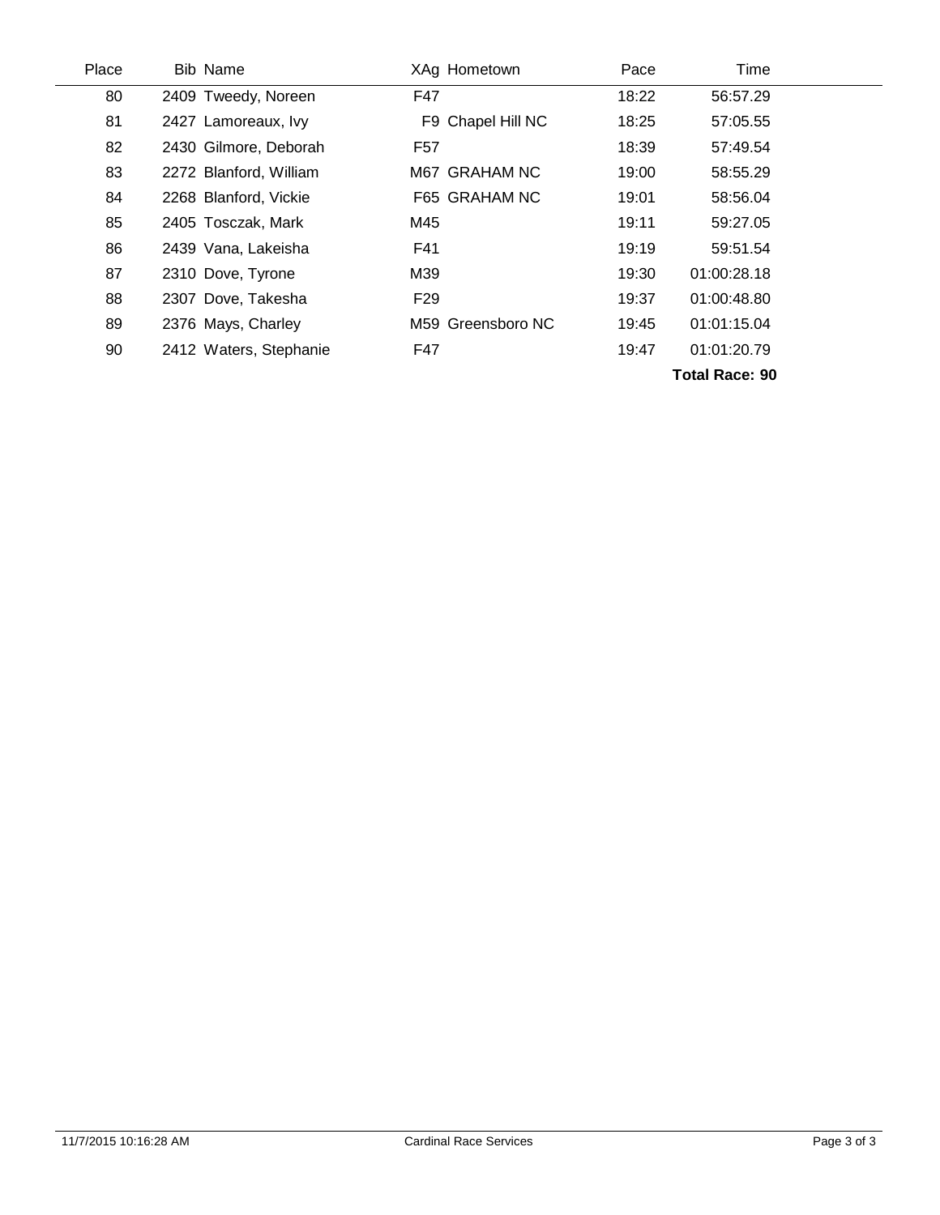| Place | Bib | Name | XAg | Hometown | Pace | Time |
|---|---|---|---|---|---|---|
| 80 | 2409 | Tweedy, Noreen | F47 | | 18:22 | 56:57.29 |
| 81 | 2427 | Lamoreaux, Ivy | F9 | Chapel Hill NC | 18:25 | 57:05.55 |
| 82 | 2430 | Gilmore, Deborah | F57 | | 18:39 | 57:49.54 |
| 83 | 2272 | Blanford, William | M67 | GRAHAM NC | 19:00 | 58:55.29 |
| 84 | 2268 | Blanford, Vickie | F65 | GRAHAM NC | 19:01 | 58:56.04 |
| 85 | 2405 | Tosczak, Mark | M45 | | 19:11 | 59:27.05 |
| 86 | 2439 | Vana, Lakeisha | F41 | | 19:19 | 59:51.54 |
| 87 | 2310 | Dove, Tyrone | M39 | | 19:30 | 01:00:28.18 |
| 88 | 2307 | Dove, Takesha | F29 | | 19:37 | 01:00:48.80 |
| 89 | 2376 | Mays, Charley | M59 | Greensboro NC | 19:45 | 01:01:15.04 |
| 90 | 2412 | Waters, Stephanie | F47 | | 19:47 | 01:01:20.79 |

**Total Race: 90**

11/7/2015 10:16:28 AM Cardinal Race Services